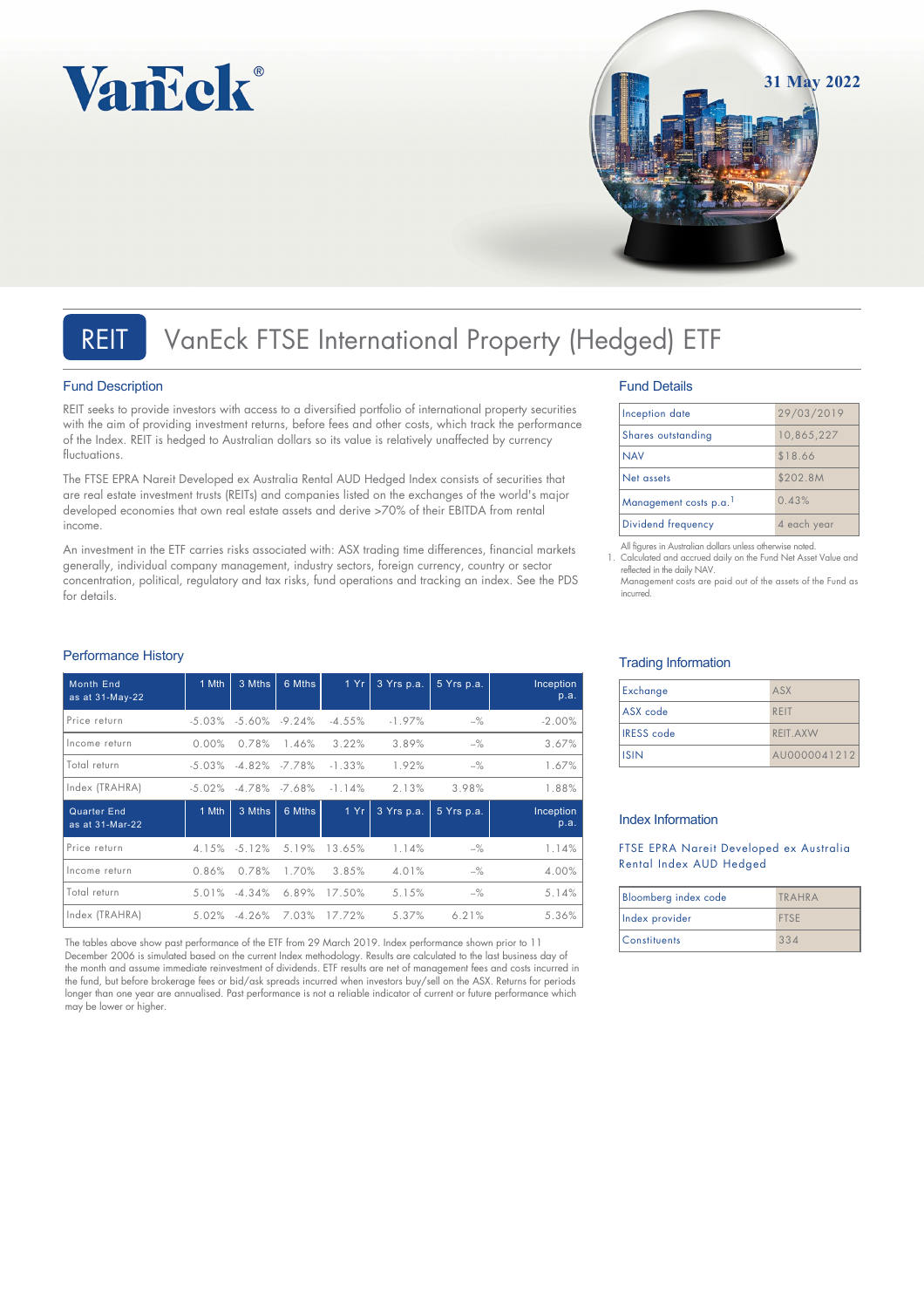VanEck®

31 May 2022

# REIT VanEck FTSE International Property (Hedged) ETF

## Fund Description

REIT seeks to provide investors with access to a diversified portfolio of international property securities with the aim of providing investment returns, before fees and other costs, which track the performance of the Index. REIT is hedged to Australian dollars so its value is relatively unaffected by currency fluctuations.

The FTSE EPRA Nareit Developed ex Australia Rental AUD Hedged Index consists of securities that are real estate investment trusts (REITs) and companies listed on the exchanges of the world's major developed economies that own real estate assets and derive >70% of their EBITDA from rental income.

An investment in the ETF carries risks associated with: ASX trading time differences, financial markets generally, individual company management, industry sectors, foreign currency, country or sector concentration, political, regulatory and tax risks, fund operations and tracking an index. See the PDS for details.

## Fund Details

| | |
|---|---|
| Inception date | 29/03/2019 |
| Shares outstanding | 10,865,227 |
| NAV | $18.66 |
| Net assets | $202.8M |
| Management costs p.a.[1] | 0.43% |
| Dividend frequency | 4 each year |

All figures in Australian dollars unless otherwise noted.

1. Calculated and accrued daily on the Fund Net Asset Value and reflected in the daily NAV. Management costs are paid out of the assets of the Fund as incurred.

## Performance History

| Month End as at 31-May-22 | 1 Mth | 3 Mths | 6 Mths | 1 Yr | 3 Yrs p.a. | 5 Yrs p.a. | Inception p.a. |
|---|---|---|---|---|---|---|---|
| Price return | -5.03% | -5.60% | -9.24% | -4.55% | -1.97% | -% | -2.00% |
| Income return | 0.00% | 0.78% | 1.46% | 3.22% | 3.89% | -% | 3.67% |
| Total return | -5.03% | -4.82% | -7.78% | -1.33% | 1.92% | -% | 1.67% |
| Index (TRAHRA) | -5.02% | -4.78% | -7.68% | -1.14% | 2.13% | 3.98% | 1.88% |
| **Quarter End as at 31-Mar-22** | **1 Mth** | **3 Mths** | **6 Mths** | **1 Yr** | **3 Yrs p.a.** | **5 Yrs p.a.** | **Inception p.a.** |
| Price return | 4.15% | -5.12% | 5.19% | 13.65% | 1.14% | -% | 1.14% |
| Income return | 0.86% | 0.78% | 1.70% | 3.85% | 4.01% | -% | 4.00% |
| Total return | 5.01% | -4.34% | 6.89% | 17.50% | 5.15% | -% | 5.14% |
| Index (TRAHRA) | 5.02% | -4.26% | 7.03% | 17.72% | 5.37% | 6.21% | 5.36% |

The tables above show past performance of the ETF from 29 March 2019. Index performance shown prior to 11 December 2006 is simulated based on the current Index methodology. Results are calculated to the last business day of the month and assume immediate reinvestment of dividends. ETF results are net of management fees and costs incurred in the fund, but before brokerage fees or bid/ask spreads incurred when investors buy/sell on the ASX. Returns for periods longer than one year are annualised. Past performance is not a reliable indicator of current or future performance which may be lower or higher.

## Trading Information

| | |
|---|---|
| Exchange | ASX |
| ASX code | REIT |
| IRESS code | REIT.AXW |
| ISIN | AU0000041212 |

## Index Information

FTSE EPRA Nareit Developed ex Australia Rental Index AUD Hedged

| | |
|---|---|
| Bloomberg index code | TRAHRA |
| Index provider | FTSE |
| Constituents | 334 |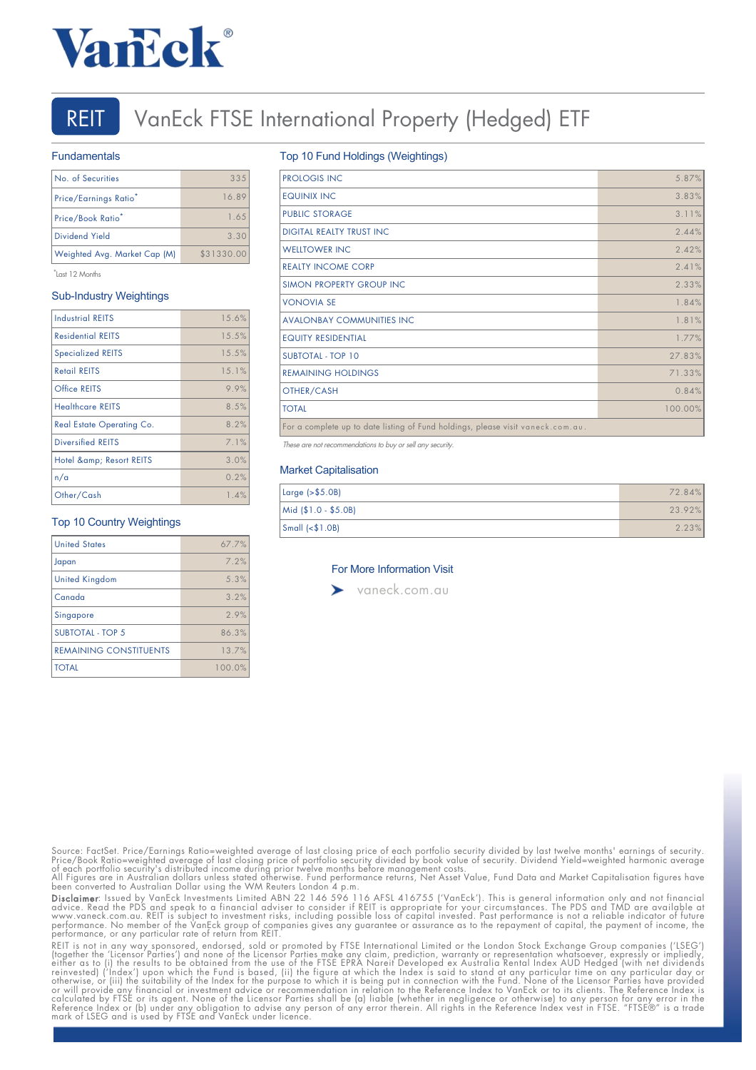# REIT VanEck FTSE International Property (Hedged) ETF

## Fundamentals

| | |
|---|---|
| No. of Securities | 335 |
| Price/Earnings Ratio* | 16.89 |
| Price/Book Ratio* | 1.65 |
| Dividend Yield | 3.30 |
| Weighted Avg. Market Cap (M) | $31330.00 |

*Last 12 Months

## Sub-Industry Weightings

| | |
|---|---|
| Industrial REITS | 15.6% |
| Residential REITS | 15.5% |
| Specialized REITS | 15.5% |
| Retail REITS | 15.1% |
| Office REITS | 9.9% |
| Healthcare REITS | 8.5% |
| Real Estate Operating Co. | 8.2% |
| Diversified REITS | 7.1% |
| Hotel &amp; Resort REITS | 3.0% |
| n/a | 0.2% |
| Other/Cash | 1.4% |

## Top 10 Country Weightings

| | |
|---|---|
| United States | 67.7% |
| Japan | 7.2% |
| United Kingdom | 5.3% |
| Canada | 3.2% |
| Singapore | 2.9% |
| SUBTOTAL - TOP 5 | 86.3% |
| REMAINING CONSTITUENTS | 13.7% |
| TOTAL | 100.0% |

## Top 10 Fund Holdings (Weightings)

| | |
|---|---|
| PROLOGIS INC | 5.87% |
| EQUINIX INC | 3.83% |
| PUBLIC STORAGE | 3.11% |
| DIGITAL REALTY TRUST INC | 2.44% |
| WELLTOWER INC | 2.42% |
| REALTY INCOME CORP | 2.41% |
| SIMON PROPERTY GROUP INC | 2.33% |
| VONOVIA SE | 1.84% |
| AVALONBAY COMMUNITIES INC | 1.81% |
| EQUITY RESIDENTIAL | 1.77% |
| SUBTOTAL - TOP 10 | 27.83% |
| REMAINING HOLDINGS | 71.33% |
| OTHER/CASH | 0.84% |
| TOTAL | 100.00% |
| For a complete up to date listing of Fund holdings, please visit vaneck.com.au. | |

*These are not recommendations to buy or sell any security.*

## Market Capitalisation

| | |
|---|---|
| Large (>$5.0B) | 72.84% |
| Mid ($1.0 - $5.0B) | 23.92% |
| Small (<$1.0B) | 2.23% |

## For More Information Visit

vaneck.com.au

Source: FactSet. Price/Earnings Ratio=weighted average of last closing price of each portfolio security divided by last twelve months' earnings of security. Price/Book Ratio=weighted average of last closing price of portfolio security divided by book value of security. Dividend Yield=weighted harmonic average of each portfolio security's distributed income during prior twelve months before management costs.
All Figures are in Australian dollars unless stated otherwise. Fund performance returns, Net Asset Value, Fund Data and Market Capitalisation figures have been converted to Australian Dollar using the WM Reuters London 4 p.m.

**Disclaimer**: Issued by VanEck Investments Limited ABN 22 146 596 116 AFSL 416755 ('VanEck'). This is general information only and not financial advice. Read the PDS and speak to a financial adviser to consider if REIT is appropriate for your circumstances. The PDS and TMD are available at www.vaneck.com.au. REIT is subject to investment risks, including possible loss of capital invested. Past performance is not a reliable indicator of future performance. No member of the VanEck group of companies gives any guarantee or assurance as to the repayment of capital, the payment of income, the performance, or any particular rate of return from REIT.

REIT is not in any way sponsored, endorsed, sold or promoted by FTSE International Limited or the London Stock Exchange Group companies ('LSEG') (together the 'Licensor Parties') and none of the Licensor Parties make any claim, prediction, warranty or representation whatsoever, expressly or impliedly, either as to (i) the results to be obtained from the use of the FTSE EPRA Nareit Developed ex Australia Rental Index AUD Hedged (with net dividends reinvested) ('Index') upon which the Fund is based, (ii) the figure at which the Index is said to stand at any particular time on any particular day or otherwise, or (iii) the suitability of the Index for the purpose to which it is being put in connection with the Fund. None of the Licensor Parties have provided or will provide any financial or investment advice or recommendation in relation to the Reference Index to VanEck or to its clients. The Reference Index is calculated by FTSE or its agent. None of the Licensor Parties shall be (a) liable (whether in negligence or otherwise) to any person for any error in the Reference Index or (b) under any obligation to advise any person of any error therein. All rights in the Reference Index vest in FTSE. "FTSE®" is a trade mark of LSEG and is used by FTSE and VanEck under licence.